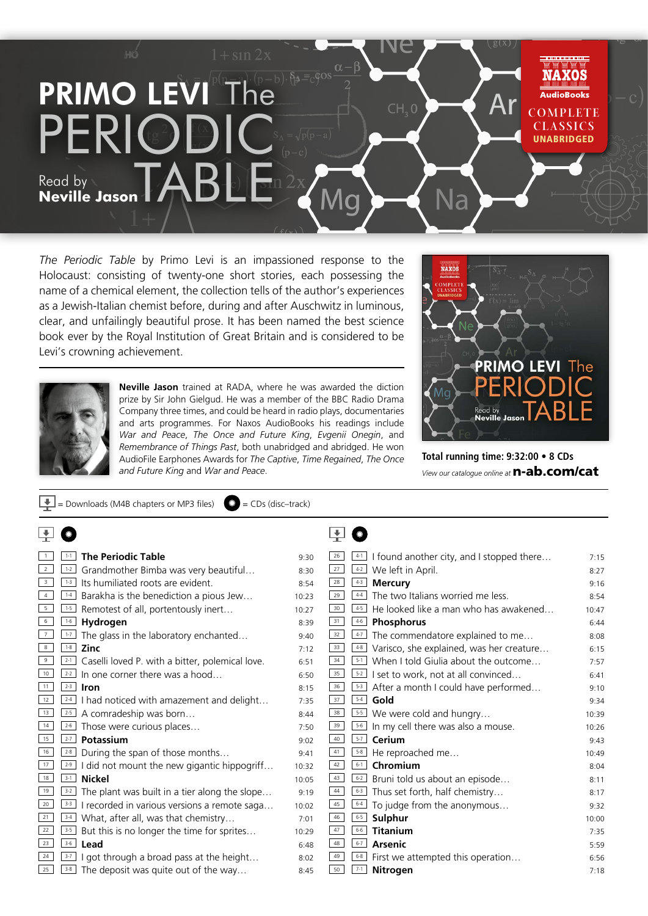# PRIMO LEVI The PERIODIC TABLE

Read by **Neville Jason**

NAXOS AudioBooks
COMPLETE CLASSICS
UNABRIDGED

*The Periodic Table* by Primo Levi is an impassioned response to the Holocaust: consisting of twenty-one short stories, each possessing the name of a chemical element, the collection tells of the author's experiences as a Jewish-Italian chemist before, during and after Auschwitz in luminous, clear, and unfailingly beautiful prose. It has been named the best science book ever by the Royal Institution of Great Britain and is considered to be Levi's crowning achievement.

**Neville Jason** trained at RADA, where he was awarded the diction prize by Sir John Gielgud. He was a member of the BBC Radio Drama Company three times, and could be heard in radio plays, documentaries and arts programmes. For Naxos AudioBooks his readings include *War and Peace*, *The Once and Future King*, *Evgenii Onegin*, and *Remembrance of Things Past*, both unabridged and abridged. He won AudioFile Earphones Awards for *The Captive*, *Time Regained*, *The Once and Future King* and *War and Peace*.

**Total running time: 9:32:00 • 8 CDs**

*View our catalogue online at* **n-ab.com/cat**

Download = Downloads (M4B chapters or MP3 files) CD = CDs (disc–track)

| Download | CD | Title | Time |
|---|---|---|---|
| 1 | 1-1 | **The Periodic Table** | 9:30 |
| 2 | 1-2 | Grandmother Bimba was very beautiful… | 8:30 |
| 3 | 1-3 | Its humiliated roots are evident. | 8:54 |
| 4 | 1-4 | Barakha is the benediction a pious Jew… | 10:23 |
| 5 | 1-5 | Remotest of all, portentously inert… | 10:27 |
| 6 | 1-6 | **Hydrogen** | 8:39 |
| 7 | 1-7 | The glass in the laboratory enchanted… | 9:40 |
| 8 | 1-8 | **Zinc** | 7:12 |
| 9 | 2-1 | Caselli loved P. with a bitter, polemical love. | 6:51 |
| 10 | 2-2 | In one corner there was a hood… | 6:50 |
| 11 | 2-3 | **Iron** | 8:15 |
| 12 | 2-4 | I had noticed with amazement and delight… | 7:35 |
| 13 | 2-5 | A comradeship was born… | 8:44 |
| 14 | 2-6 | Those were curious places… | 7:50 |
| 15 | 2-7 | **Potassium** | 9:02 |
| 16 | 2-8 | During the span of those months… | 9:41 |
| 17 | 2-9 | I did not mount the new gigantic hippogriff… | 10:32 |
| 18 | 3-1 | **Nickel** | 10:05 |
| 19 | 3-2 | The plant was built in a tier along the slope… | 9:19 |
| 20 | 3-3 | I recorded in various versions a remote saga… | 10:02 |
| 21 | 3-4 | What, after all, was that chemistry… | 7:01 |
| 22 | 3-5 | But this is no longer the time for sprites… | 10:29 |
| 23 | 3-6 | **Lead** | 6:48 |
| 24 | 3-7 | I got through a broad pass at the height… | 8:02 |
| 25 | 3-8 | The deposit was quite out of the way… | 8:45 |
| 26 | 4-1 | I found another city, and I stopped there… | 7:15 |
| 27 | 4-2 | We left in April. | 8:27 |
| 28 | 4-3 | **Mercury** | 9:16 |
| 29 | 4-4 | The two Italians worried me less. | 8:54 |
| 30 | 4-5 | He looked like a man who has awakened… | 10:47 |
| 31 | 4-6 | **Phosphorus** | 6:44 |
| 32 | 4-7 | The commendatore explained to me… | 8:08 |
| 33 | 4-8 | Varisco, she explained, was her creature… | 6:15 |
| 34 | 5-1 | When I told Giulia about the outcome… | 7:57 |
| 35 | 5-2 | I set to work, not at all convinced… | 6:41 |
| 36 | 5-3 | After a month I could have performed… | 9:10 |
| 37 | 5-4 | **Gold** | 9:34 |
| 38 | 5-5 | We were cold and hungry… | 10:39 |
| 39 | 5-6 | In my cell there was also a mouse. | 10:26 |
| 40 | 5-7 | **Cerium** | 9:43 |
| 41 | 5-8 | He reproached me… | 10:49 |
| 42 | 6-1 | **Chromium** | 8:04 |
| 43 | 6-2 | Bruni told us about an episode… | 8:11 |
| 44 | 6-3 | Thus set forth, half chemistry… | 8:17 |
| 45 | 6-4 | To judge from the anonymous… | 9:32 |
| 46 | 6-5 | **Sulphur** | 10:00 |
| 47 | 6-6 | **Titanium** | 7:35 |
| 48 | 6-7 | **Arsenic** | 5:59 |
| 49 | 6-8 | First we attempted this operation… | 6:56 |
| 50 | 7-1 | **Nitrogen** | 7:18 |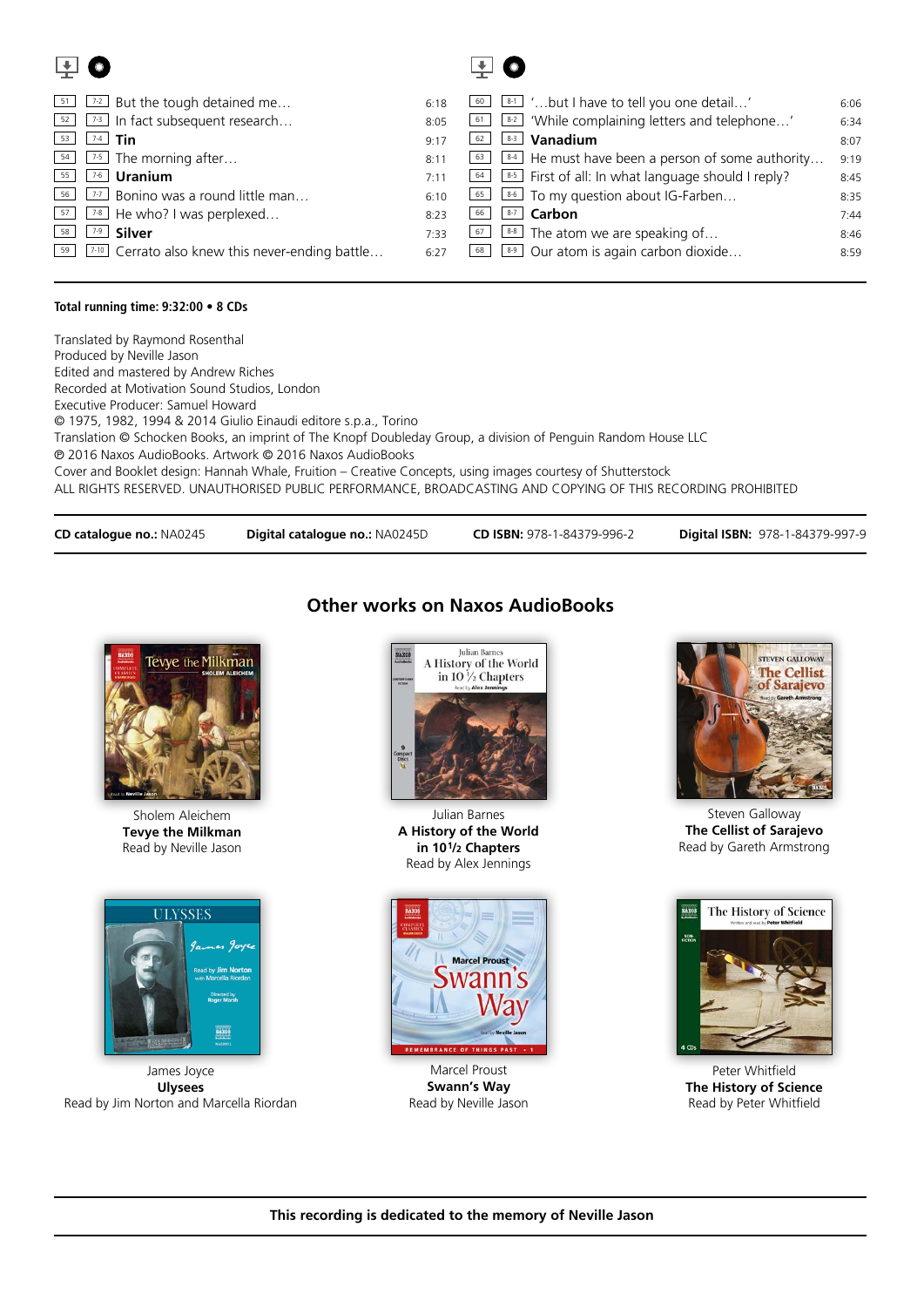| | | | |
|---|---|---|---|
| 51 | 7-2 | But the tough detained me… | 6:18 |
| 52 | 7-3 | In fact subsequent research… | 8:05 |
| 53 | 7-4 | **Tin** | 9:17 |
| 54 | 7-5 | The morning after… | 8:11 |
| 55 | 7-6 | **Uranium** | 7:11 |
| 56 | 7-7 | Bonino was a round little man… | 6:10 |
| 57 | 7-8 | He who? I was perplexed… | 8:23 |
| 58 | 7-9 | **Silver** | 7:33 |
| 59 | 7-10 | Cerrato also knew this never-ending battle… | 6:27 |
| 60 | 8-1 | '…but I have to tell you one detail…' | 6:06 |
| 61 | 8-2 | 'While complaining letters and telephone…' | 6:34 |
| 62 | 8-3 | **Vanadium** | 8:07 |
| 63 | 8-4 | He must have been a person of some authority… | 9:19 |
| 64 | 8-5 | First of all: In what language should I reply? | 8:45 |
| 65 | 8-6 | To my question about IG-Farben… | 8:35 |
| 66 | 8-7 | **Carbon** | 7:44 |
| 67 | 8-8 | The atom we are speaking of… | 8:46 |
| 68 | 8-9 | Our atom is again carbon dioxide… | 8:59 |

**Total running time: 9:32:00 • 8 CDs**

Translated by Raymond Rosenthal
Produced by Neville Jason
Edited and mastered by Andrew Riches
Recorded at Motivation Sound Studios, London
Executive Producer: Samuel Howard
© 1975, 1982, 1994 & 2014 Giulio Einaudi editore s.p.a., Torino
Translation © Schocken Books, an imprint of The Knopf Doubleday Group, a division of Penguin Random House LLC
℗ 2016 Naxos AudioBooks. Artwork © 2016 Naxos AudioBooks
Cover and Booklet design: Hannah Whale, Fruition – Creative Concepts, using images courtesy of Shutterstock
ALL RIGHTS RESERVED. UNAUTHORISED PUBLIC PERFORMANCE, BROADCASTING AND COPYING OF THIS RECORDING PROHIBITED

**CD catalogue no.:** NA0245 **Digital catalogue no.:** NA0245D **CD ISBN:** 978-1-84379-996-2 **Digital ISBN:** 978-1-84379-997-9

## Other works on Naxos AudioBooks

Sholem Aleichem
**Tevye the Milkman**
Read by Neville Jason

Julian Barnes
**A History of the World in 10½ Chapters**
Read by Alex Jennings

Steven Galloway
**The Cellist of Sarajevo**
Read by Gareth Armstrong

James Joyce
**Ulysees**
Read by Jim Norton and Marcella Riordan

Marcel Proust
**Swann's Way**
Read by Neville Jason

Peter Whitfield
**The History of Science**
Read by Peter Whitfield

**This recording is dedicated to the memory of Neville Jason**